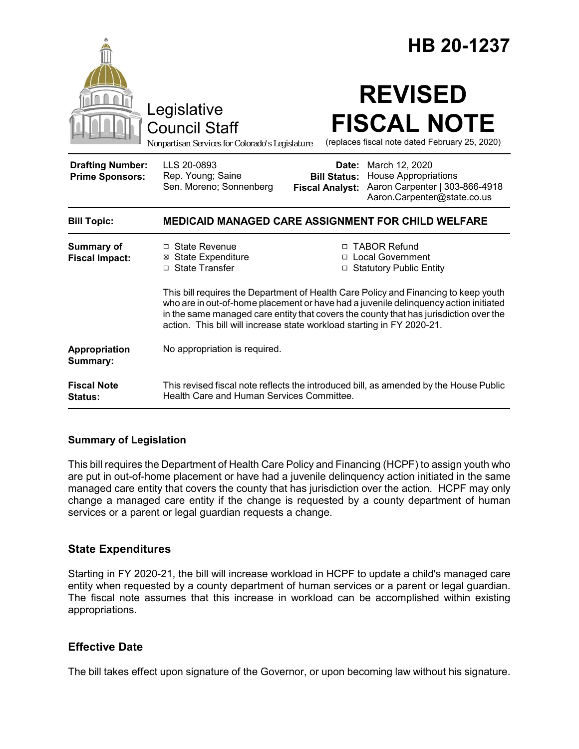# HB 20-1237

Legislative Council Staff

*Nonpartisan Services for Colorado's Legislature*

# REVISED FISCAL NOTE

(replaces fiscal note dated February 25, 2020)

| | | | |
|---|---|---|---|
| **Drafting Number:** | LLS 20-0893 | **Date:** | March 12, 2020 |
| **Prime Sponsors:** | Rep. Young; Saine<br>Sen. Moreno; Sonnenberg | **Bill Status:** | House Appropriations |
| | | **Fiscal Analyst:** | Aaron Carpenter \| 303-866-4918<br>Aaron.Carpenter@state.co.us |

**Bill Topic:** **MEDICAID MANAGED CARE ASSIGNMENT FOR CHILD WELFARE**

**Summary of Fiscal Impact:**

- ☐ State Revenue
- ☒ State Expenditure
- ☐ State Transfer
- ☐ TABOR Refund
- ☐ Local Government
- ☐ Statutory Public Entity

This bill requires the Department of Health Care Policy and Financing to keep youth who are in out-of-home placement or have had a juvenile delinquency action initiated in the same managed care entity that covers the county that has jurisdiction over the action. This bill will increase state workload starting in FY 2020-21.

**Appropriation Summary:** No appropriation is required.

**Fiscal Note Status:** This revised fiscal note reflects the introduced bill, as amended by the House Public Health Care and Human Services Committee.

## Summary of Legislation

This bill requires the Department of Health Care Policy and Financing (HCPF) to assign youth who are put in out-of-home placement or have had a juvenile delinquency action initiated in the same managed care entity that covers the county that has jurisdiction over the action. HCPF may only change a managed care entity if the change is requested by a county department of human services or a parent or legal guardian requests a change.

## State Expenditures

Starting in FY 2020-21, the bill will increase workload in HCPF to update a child's managed care entity when requested by a county department of human services or a parent or legal guardian. The fiscal note assumes that this increase in workload can be accomplished within existing appropriations.

## Effective Date

The bill takes effect upon signature of the Governor, or upon becoming law without his signature.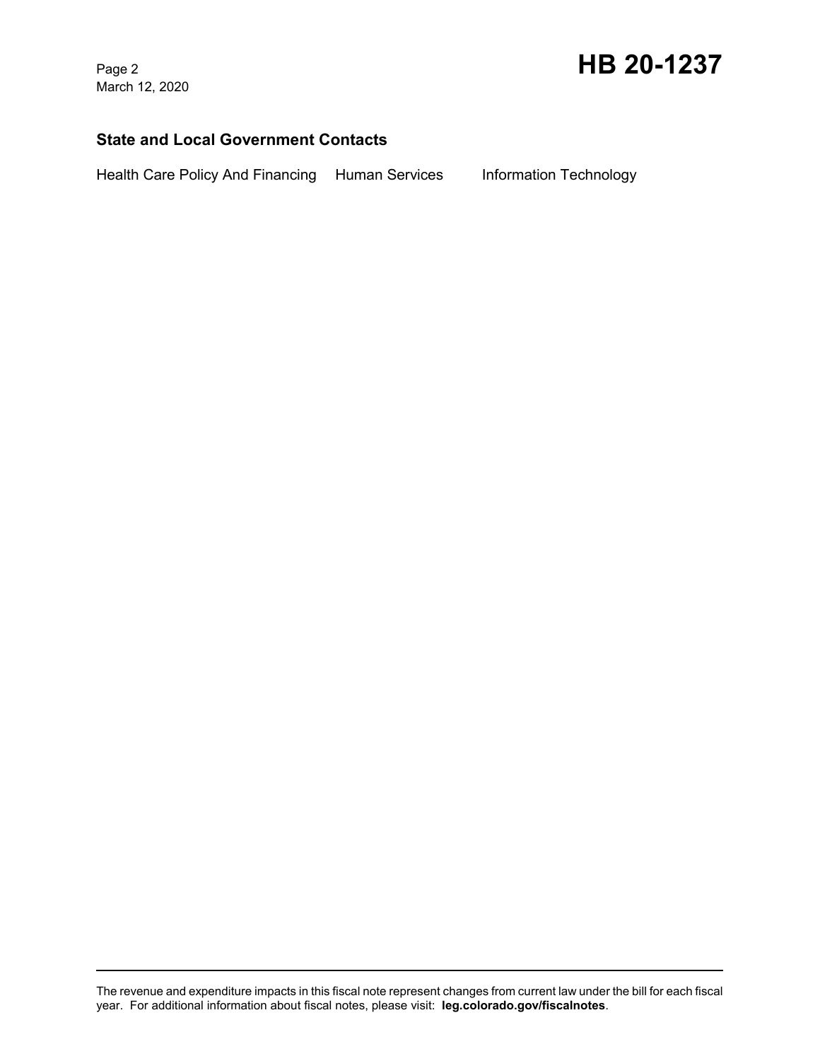## State and Local Government Contacts

Health Care Policy And Financing Human Services Information Technology

The revenue and expenditure impacts in this fiscal note represent changes from current law under the bill for each fiscal year. For additional information about fiscal notes, please visit: **leg.colorado.gov/fiscalnotes**.